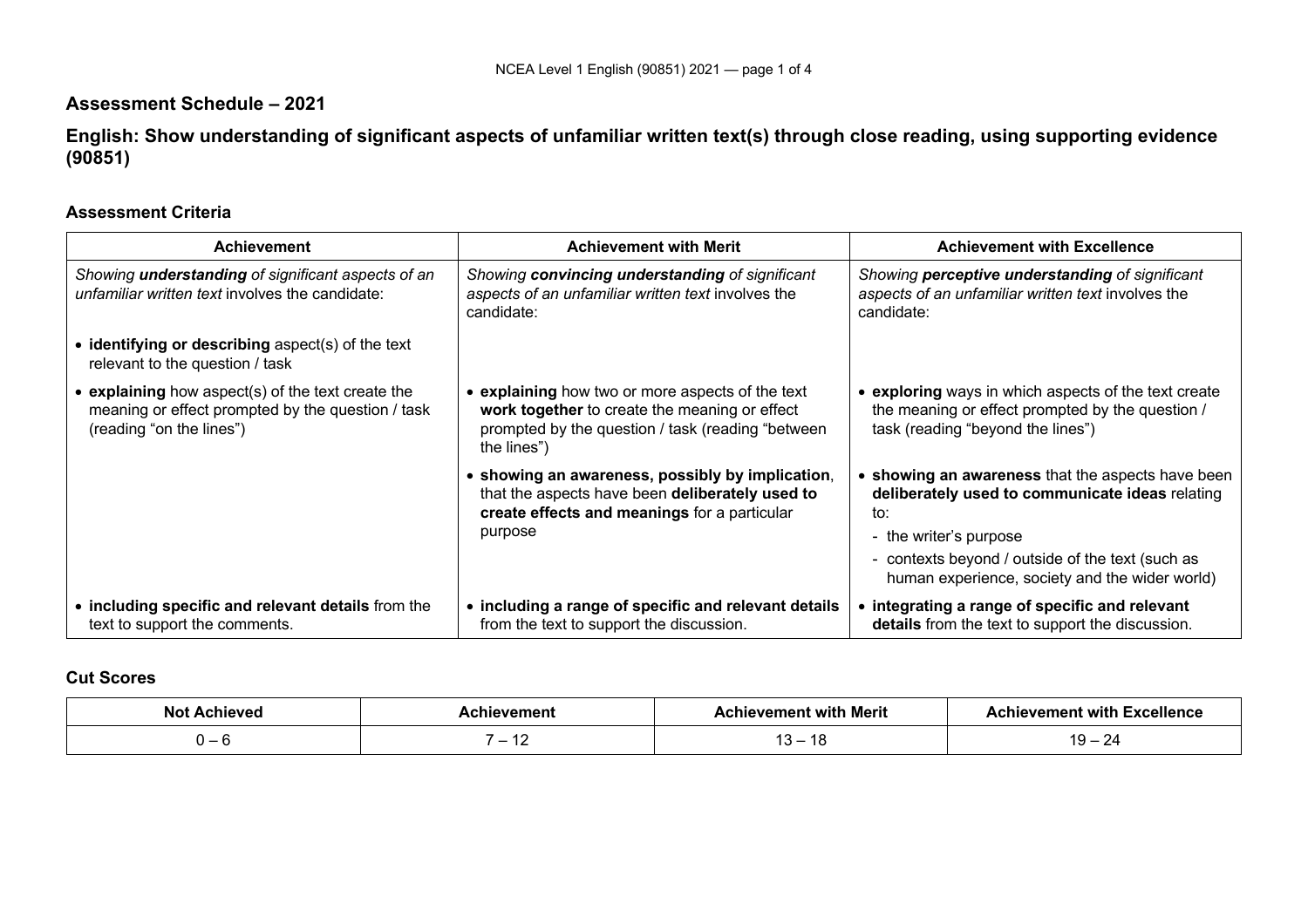## Assessment Schedule – 2021

## English: Show understanding of significant aspects of unfamiliar written text(s) through close reading, using supporting evidence (90851)

### Assessment Criteria

| Achievement | Achievement with Merit | Achievement with Excellence |
|---|---|---|
| *Showing **understanding** of significant aspects of an unfamiliar written text involves the candidate:* | *Showing **convincing understanding** of significant aspects of an unfamiliar written text involves the candidate:* | *Showing **perceptive understanding** of significant aspects of an unfamiliar written text involves the candidate:* |
| • **identifying or describing** aspect(s) of the text relevant to the question / task | | |
| • **explaining** how aspect(s) of the text create the meaning or effect prompted by the question / task (reading "on the lines") | • **explaining** how two or more aspects of the text **work together** to create the meaning or effect prompted by the question / task (reading "between the lines") | • **exploring** ways in which aspects of the text create the meaning or effect prompted by the question / task (reading "beyond the lines") |
| | • **showing an awareness, possibly by implication**, that the aspects have been **deliberately used to create effects and meanings** for a particular purpose | • **showing an awareness** that the aspects have been **deliberately used to communicate ideas** relating to:<br>- the writer's purpose<br>- contexts beyond / outside of the text (such as human experience, society and the wider world) |
| • **including specific and relevant details** from the text to support the comments. | • **including a range of specific and relevant details** from the text to support the discussion. | • **integrating a range of specific and relevant details** from the text to support the discussion. |

### Cut Scores

| Not Achieved | Achievement | Achievement with Merit | Achievement with Excellence |
|---|---|---|---|
| 0 – 6 | 7 – 12 | 13 – 18 | 19 – 24 |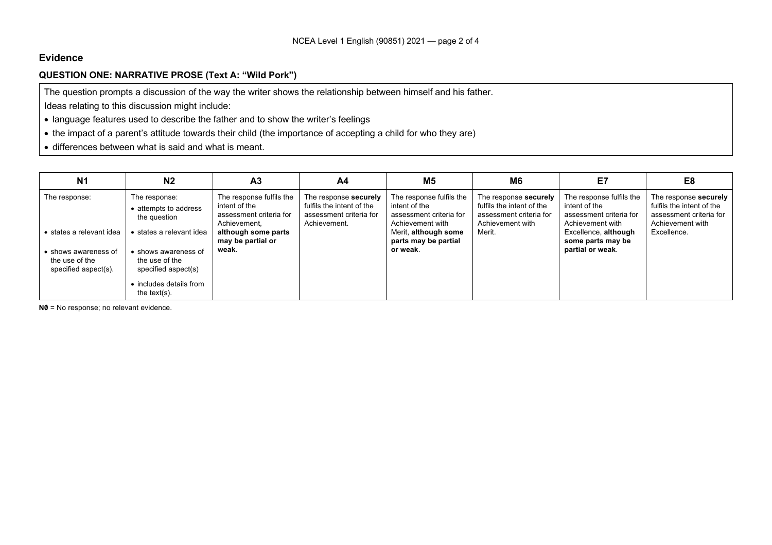## Evidence

### QUESTION ONE: NARRATIVE PROSE (Text A: "Wild Pork")

The question prompts a discussion of the way the writer shows the relationship between himself and his father.

Ideas relating to this discussion might include:

- language features used to describe the father and to show the writer's feelings
- the impact of a parent's attitude towards their child (the importance of accepting a child for who they are)
- differences between what is said and what is meant.

| N1 | N2 | A3 | A4 | M5 | M6 | E7 | E8 |
|---|---|---|---|---|---|---|---|
| The response:<br>• states a relevant idea<br>• shows awareness of the use of the specified aspect(s). | The response:<br>• attempts to address the question<br>• states a relevant idea<br>• shows awareness of the use of the specified aspect(s)<br>• includes details from the text(s). | The response fulfils the intent of the assessment criteria for Achievement, **although some parts may be partial or weak**. | The response **securely** fulfils the intent of the assessment criteria for Achievement. | The response fulfils the intent of the assessment criteria for Achievement with Merit, **although some parts may be partial or weak**. | The response **securely** fulfils the intent of the assessment criteria for Achievement with Merit. | The response fulfils the intent of the assessment criteria for Achievement with Excellence, **although some parts may be partial or weak**. | The response **securely** fulfils the intent of the assessment criteria for Achievement with Excellence. |

**N0** = No response; no relevant evidence.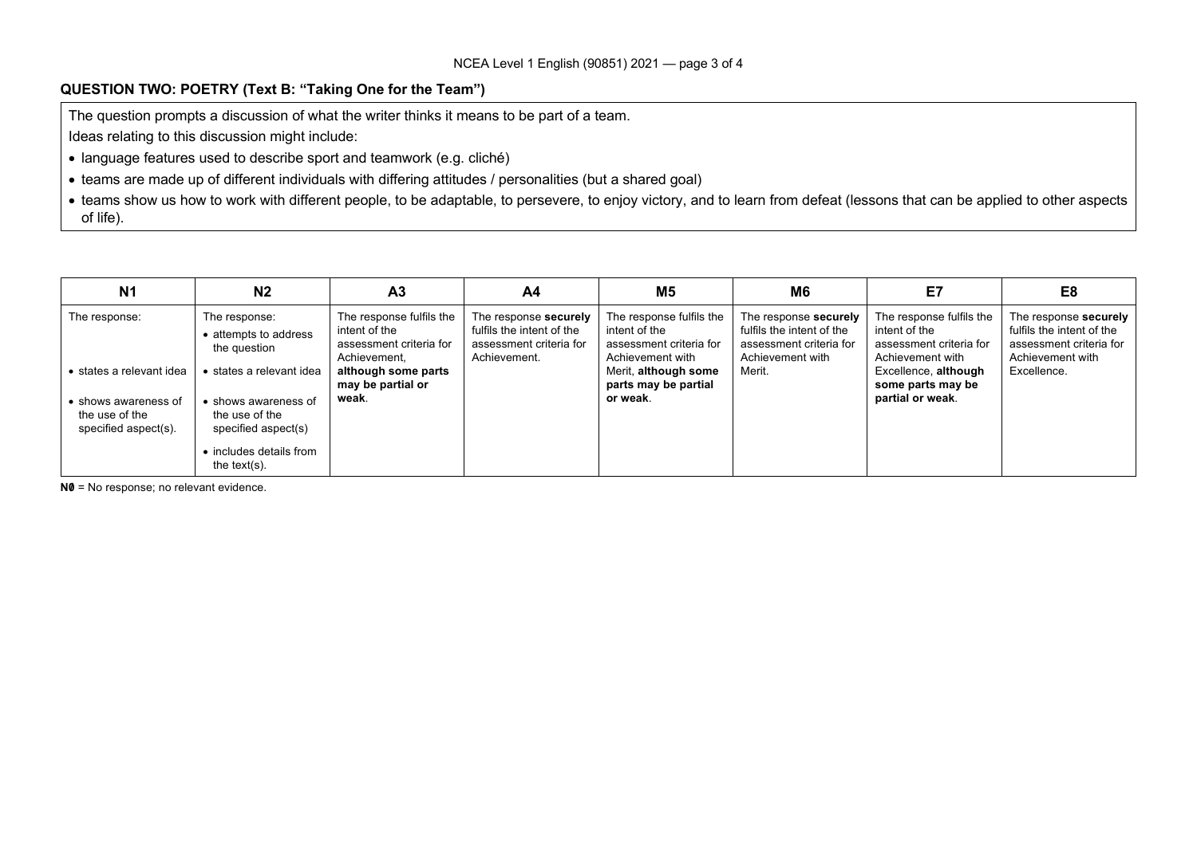## QUESTION TWO: POETRY (Text B: "Taking One for the Team")

The question prompts a discussion of what the writer thinks it means to be part of a team.

Ideas relating to this discussion might include:

- language features used to describe sport and teamwork (e.g. cliché)
- teams are made up of different individuals with differing attitudes / personalities (but a shared goal)
- teams show us how to work with different people, to be adaptable, to persevere, to enjoy victory, and to learn from defeat (lessons that can be applied to other aspects of life).

| N1 | N2 | A3 | A4 | M5 | M6 | E7 | E8 |
|---|---|---|---|---|---|---|---|
| The response:<br>• states a relevant idea<br>• shows awareness of the use of the specified aspect(s). | The response:<br>• attempts to address the question<br>• states a relevant idea<br>• shows awareness of the use of the specified aspect(s)<br>• includes details from the text(s). | The response fulfils the intent of the assessment criteria for Achievement, **although some parts may be partial or weak**. | The response **securely** fulfils the intent of the assessment criteria for Achievement. | The response fulfils the intent of the assessment criteria for Achievement with Merit, **although some parts may be partial or weak**. | The response **securely** fulfils the intent of the assessment criteria for Achievement with Merit. | The response fulfils the intent of the assessment criteria for Achievement with Excellence, **although some parts may be partial or weak**. | The response **securely** fulfils the intent of the assessment criteria for Achievement with Excellence. |

**N0** = No response; no relevant evidence.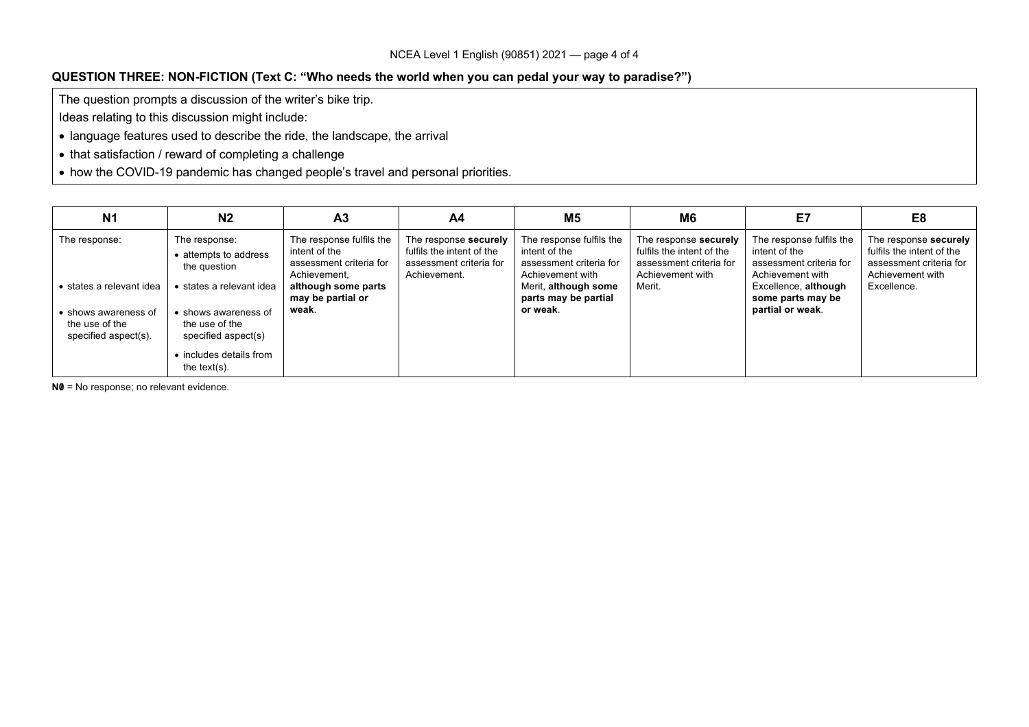**QUESTION THREE: NON-FICTION (Text C: "Who needs the world when you can pedal your way to paradise?")**

The question prompts a discussion of the writer's bike trip.

Ideas relating to this discussion might include:

- language features used to describe the ride, the landscape, the arrival
- that satisfaction / reward of completing a challenge
- how the COVID-19 pandemic has changed people's travel and personal priorities.

| N1 | N2 | A3 | A4 | M5 | M6 | E7 | E8 |
|---|---|---|---|---|---|---|---|
| The response:<br>• states a relevant idea<br>• shows awareness of the use of the specified aspect(s). | The response:<br>• attempts to address the question<br>• states a relevant idea<br>• shows awareness of the use of the specified aspect(s)<br>• includes details from the text(s). | The response fulfils the intent of the assessment criteria for Achievement, **although some parts may be partial or weak**. | The response **securely** fulfils the intent of the assessment criteria for Achievement. | The response fulfils the intent of the assessment criteria for Achievement with Merit, **although some parts may be partial or weak**. | The response **securely** fulfils the intent of the assessment criteria for Achievement with Merit. | The response fulfils the intent of the assessment criteria for Achievement with Excellence, **although some parts may be partial or weak**. | The response **securely** fulfils the intent of the assessment criteria for Achievement with Excellence. |

**N0** = No response; no relevant evidence.